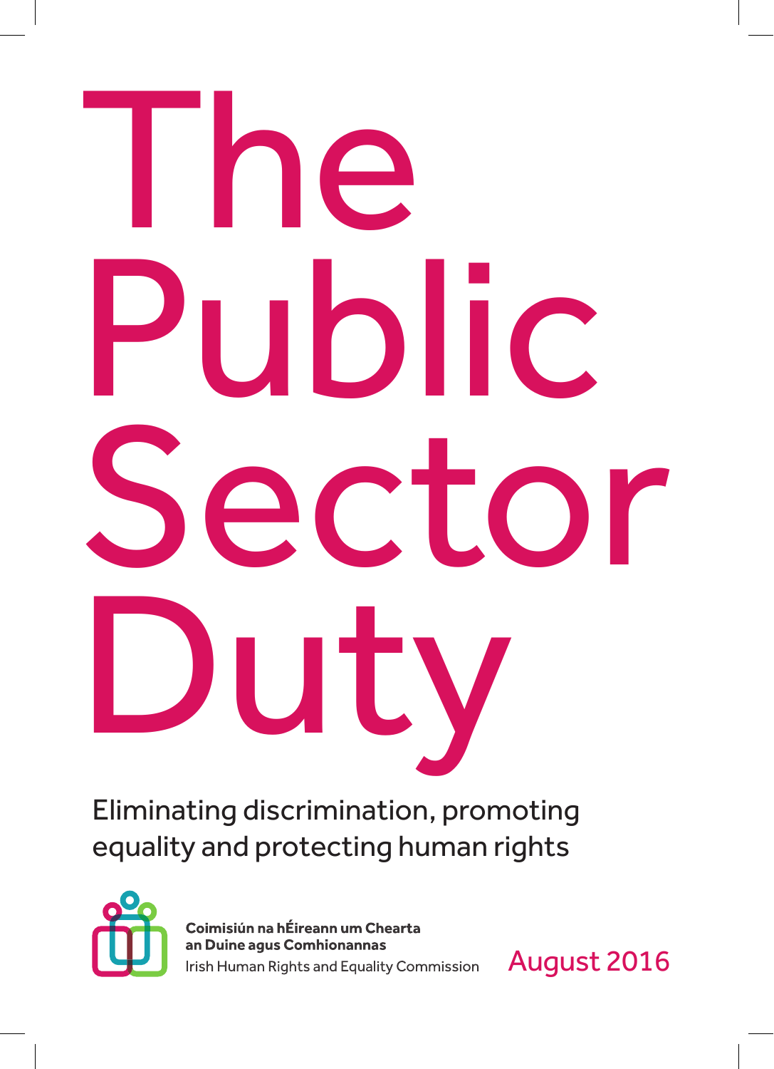# The Public Sector Duty

Eliminating discrimination, promoting equality and protecting human rights

**Coimisiún na hÉireann um Chearta an Duine agus Comhionannas**
Irish Human Rights and Equality Commission

August 2016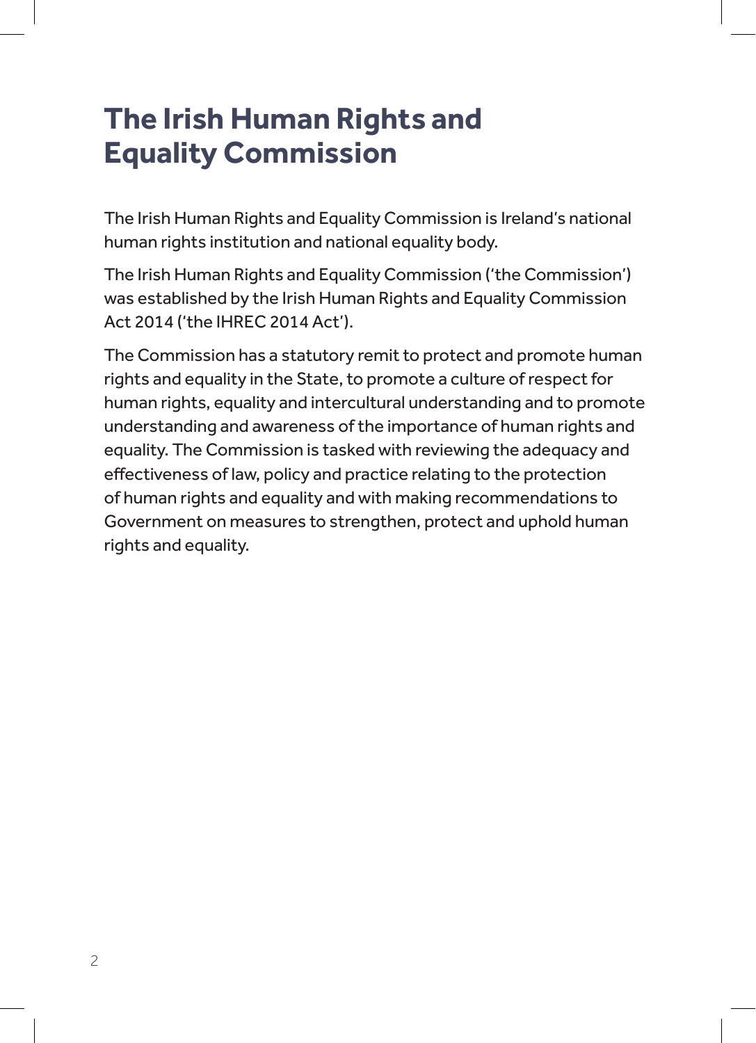# The Irish Human Rights and Equality Commission

The Irish Human Rights and Equality Commission is Ireland's national human rights institution and national equality body.

The Irish Human Rights and Equality Commission ('the Commission') was established by the Irish Human Rights and Equality Commission Act 2014 ('the IHREC 2014 Act').

The Commission has a statutory remit to protect and promote human rights and equality in the State, to promote a culture of respect for human rights, equality and intercultural understanding and to promote understanding and awareness of the importance of human rights and equality. The Commission is tasked with reviewing the adequacy and effectiveness of law, policy and practice relating to the protection of human rights and equality and with making recommendations to Government on measures to strengthen, protect and uphold human rights and equality.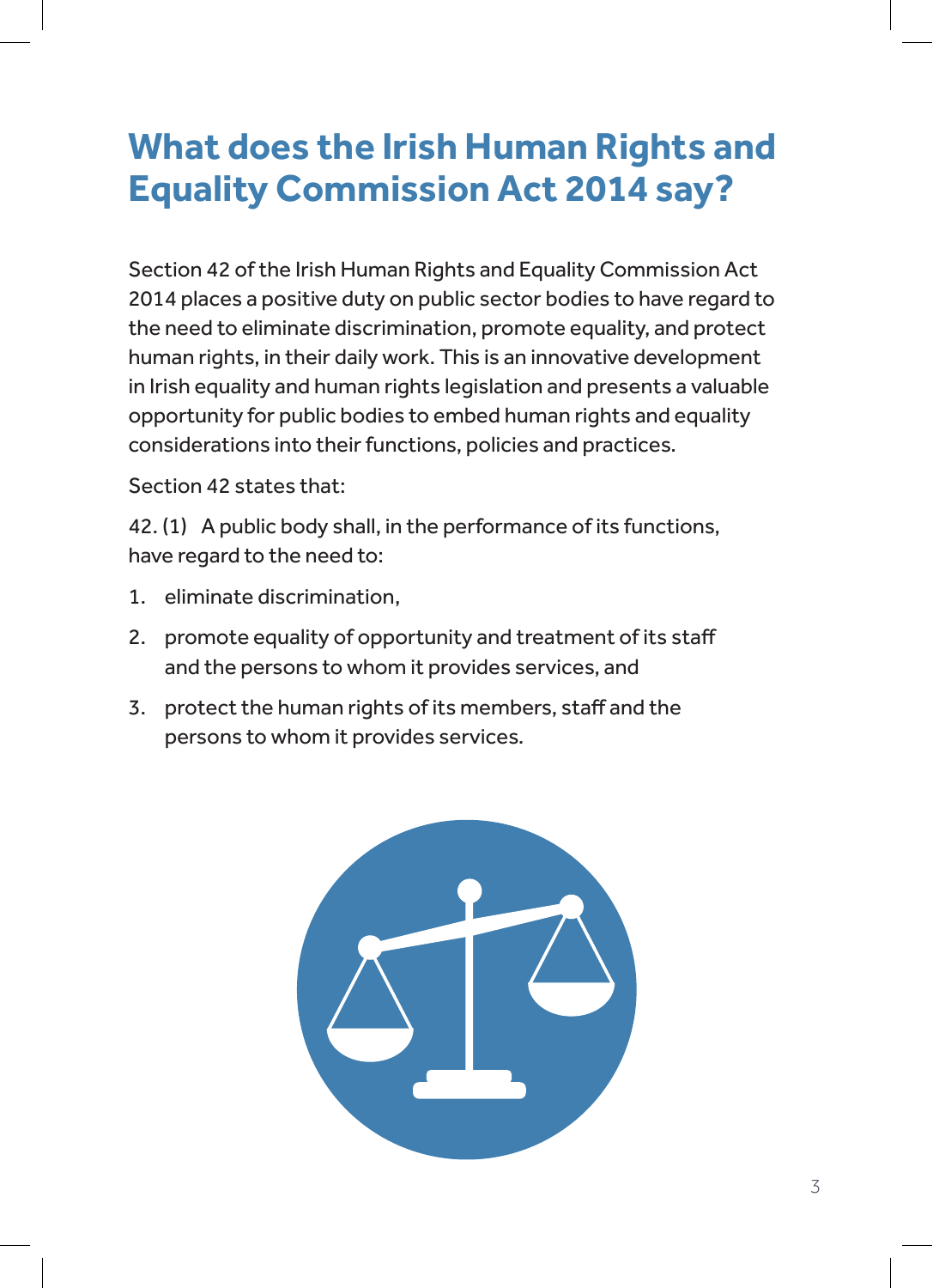# What does the Irish Human Rights and Equality Commission Act 2014 say?

Section 42 of the Irish Human Rights and Equality Commission Act 2014 places a positive duty on public sector bodies to have regard to the need to eliminate discrimination, promote equality, and protect human rights, in their daily work. This is an innovative development in Irish equality and human rights legislation and presents a valuable opportunity for public bodies to embed human rights and equality considerations into their functions, policies and practices.

Section 42 states that:

42. (1) A public body shall, in the performance of its functions, have regard to the need to:

1. eliminate discrimination,
2. promote equality of opportunity and treatment of its staff and the persons to whom it provides services, and
3. protect the human rights of its members, staff and the persons to whom it provides services.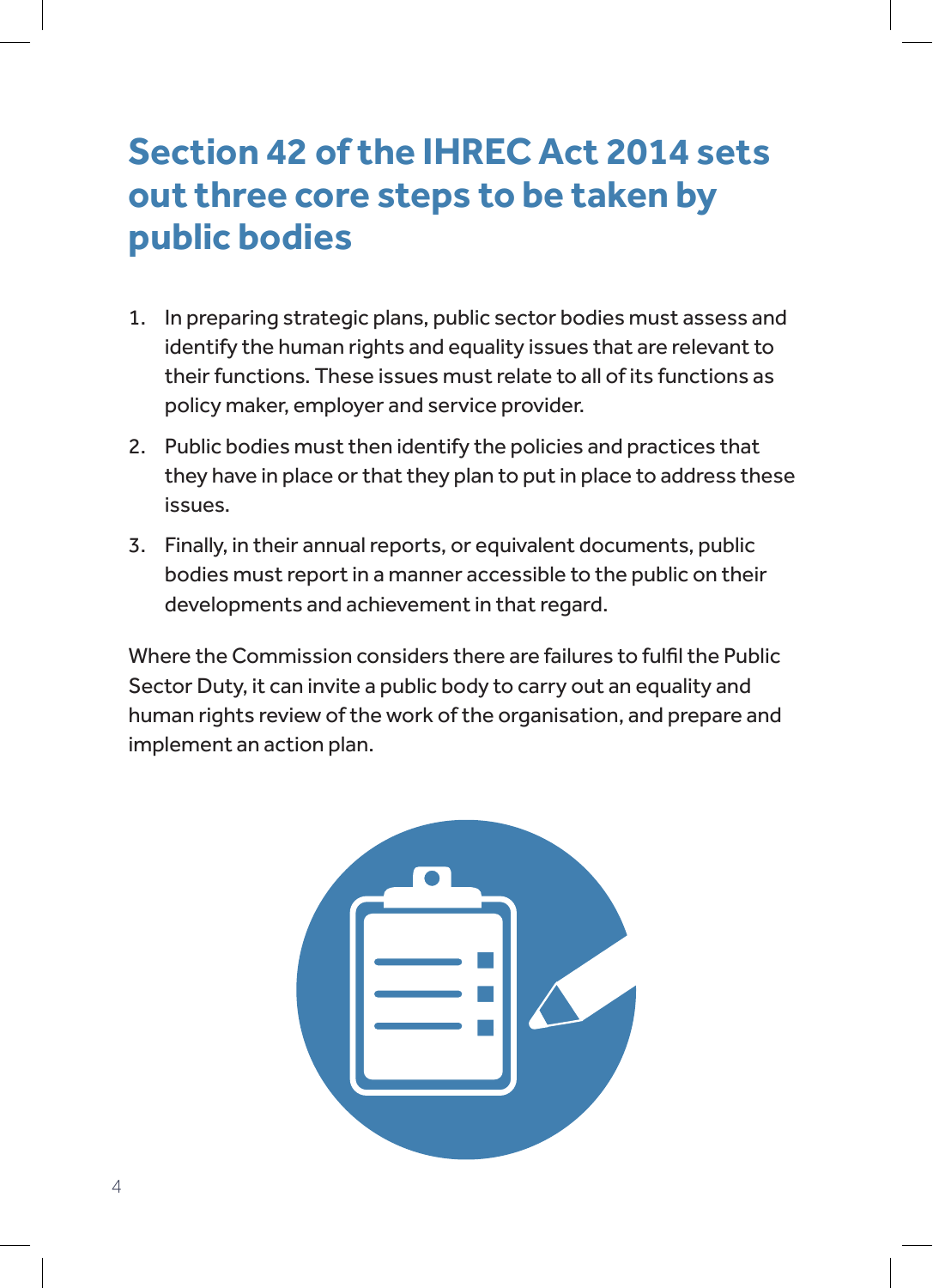## Section 42 of the IHREC Act 2014 sets out three core steps to be taken by public bodies

1. In preparing strategic plans, public sector bodies must assess and identify the human rights and equality issues that are relevant to their functions. These issues must relate to all of its functions as policy maker, employer and service provider.
2. Public bodies must then identify the policies and practices that they have in place or that they plan to put in place to address these issues.
3. Finally, in their annual reports, or equivalent documents, public bodies must report in a manner accessible to the public on their developments and achievement in that regard.

Where the Commission considers there are failures to fulfil the Public Sector Duty, it can invite a public body to carry out an equality and human rights review of the work of the organisation, and prepare and implement an action plan.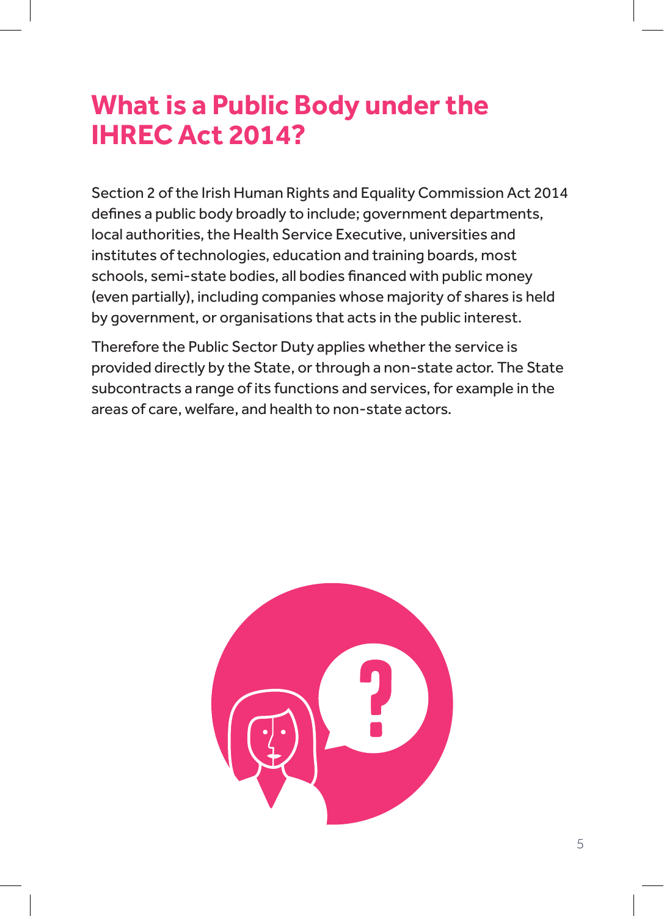# What is a Public Body under the IHREC Act 2014?

Section 2 of the Irish Human Rights and Equality Commission Act 2014 defines a public body broadly to include; government departments, local authorities, the Health Service Executive, universities and institutes of technologies, education and training boards, most schools, semi-state bodies, all bodies financed with public money (even partially), including companies whose majority of shares is held by government, or organisations that acts in the public interest.

Therefore the Public Sector Duty applies whether the service is provided directly by the State, or through a non-state actor. The State subcontracts a range of its functions and services, for example in the areas of care, welfare, and health to non-state actors.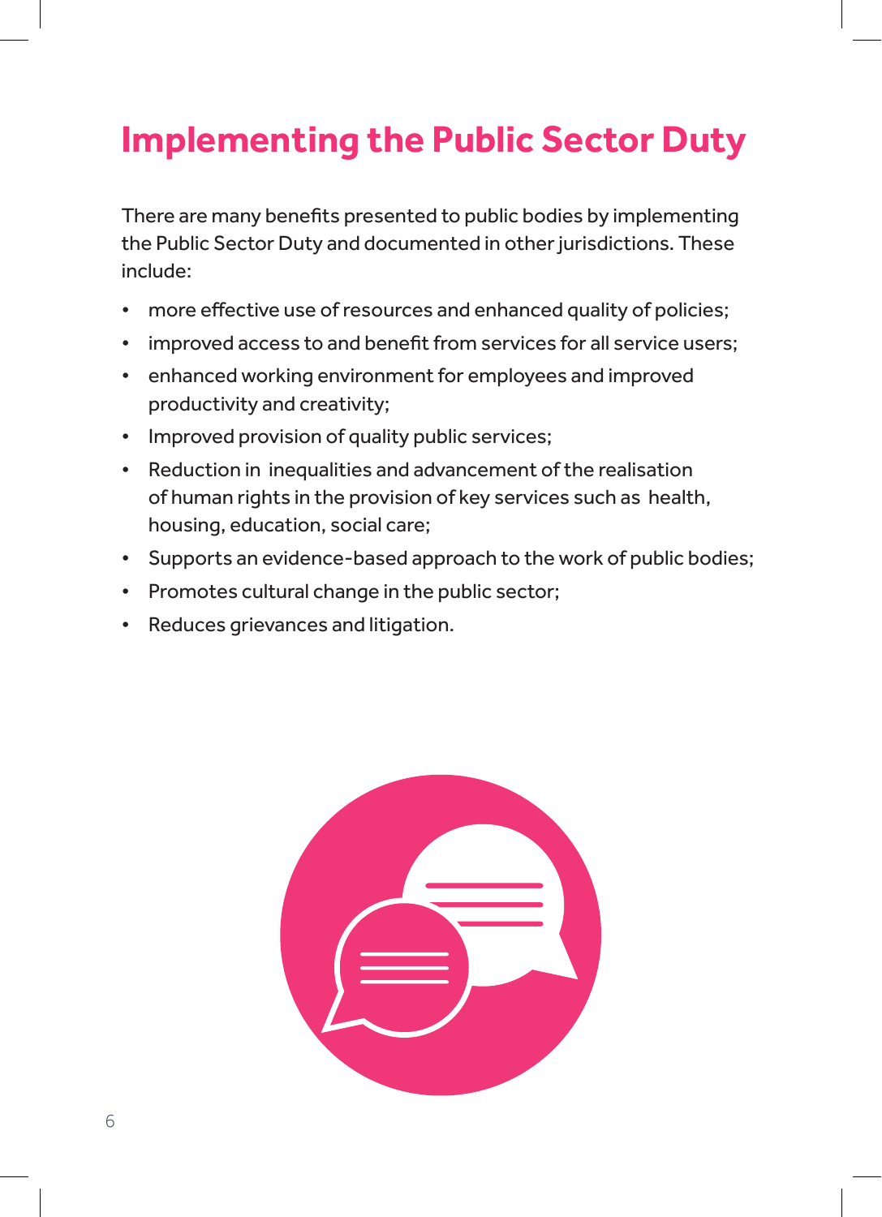# Implementing the Public Sector Duty

There are many benefits presented to public bodies by implementing the Public Sector Duty and documented in other jurisdictions. These include:

- more effective use of resources and enhanced quality of policies;
- improved access to and benefit from services for all service users;
- enhanced working environment for employees and improved productivity and creativity;
- Improved provision of quality public services;
- Reduction in inequalities and advancement of the realisation of human rights in the provision of key services such as health, housing, education, social care;
- Supports an evidence-based approach to the work of public bodies;
- Promotes cultural change in the public sector;
- Reduces grievances and litigation.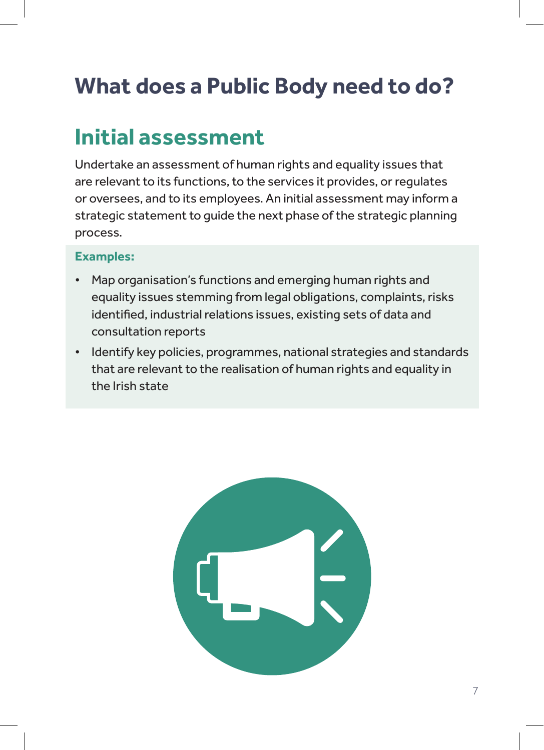# What does a Public Body need to do?

## Initial assessment

Undertake an assessment of human rights and equality issues that are relevant to its functions, to the services it provides, or regulates or oversees, and to its employees. An initial assessment may inform a strategic statement to guide the next phase of the strategic planning process.

**Examples:**

- Map organisation's functions and emerging human rights and equality issues stemming from legal obligations, complaints, risks identified, industrial relations issues, existing sets of data and consultation reports
- Identify key policies, programmes, national strategies and standards that are relevant to the realisation of human rights and equality in the Irish state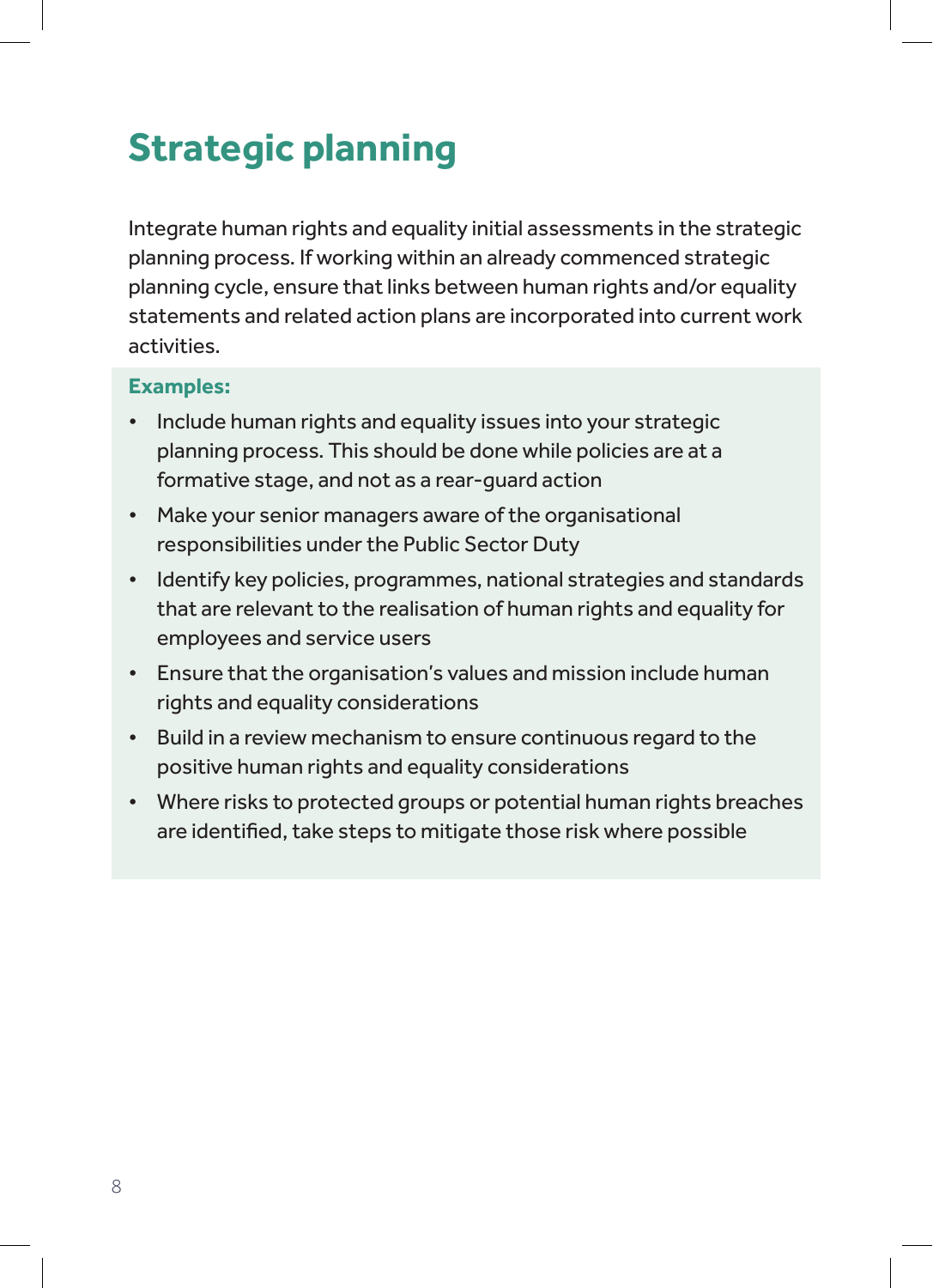# Strategic planning

Integrate human rights and equality initial assessments in the strategic planning process. If working within an already commenced strategic planning cycle, ensure that links between human rights and/or equality statements and related action plans are incorporated into current work activities.

**Examples:**

- Include human rights and equality issues into your strategic planning process. This should be done while policies are at a formative stage, and not as a rear-guard action
- Make your senior managers aware of the organisational responsibilities under the Public Sector Duty
- Identify key policies, programmes, national strategies and standards that are relevant to the realisation of human rights and equality for employees and service users
- Ensure that the organisation's values and mission include human rights and equality considerations
- Build in a review mechanism to ensure continuous regard to the positive human rights and equality considerations
- Where risks to protected groups or potential human rights breaches are identified, take steps to mitigate those risk where possible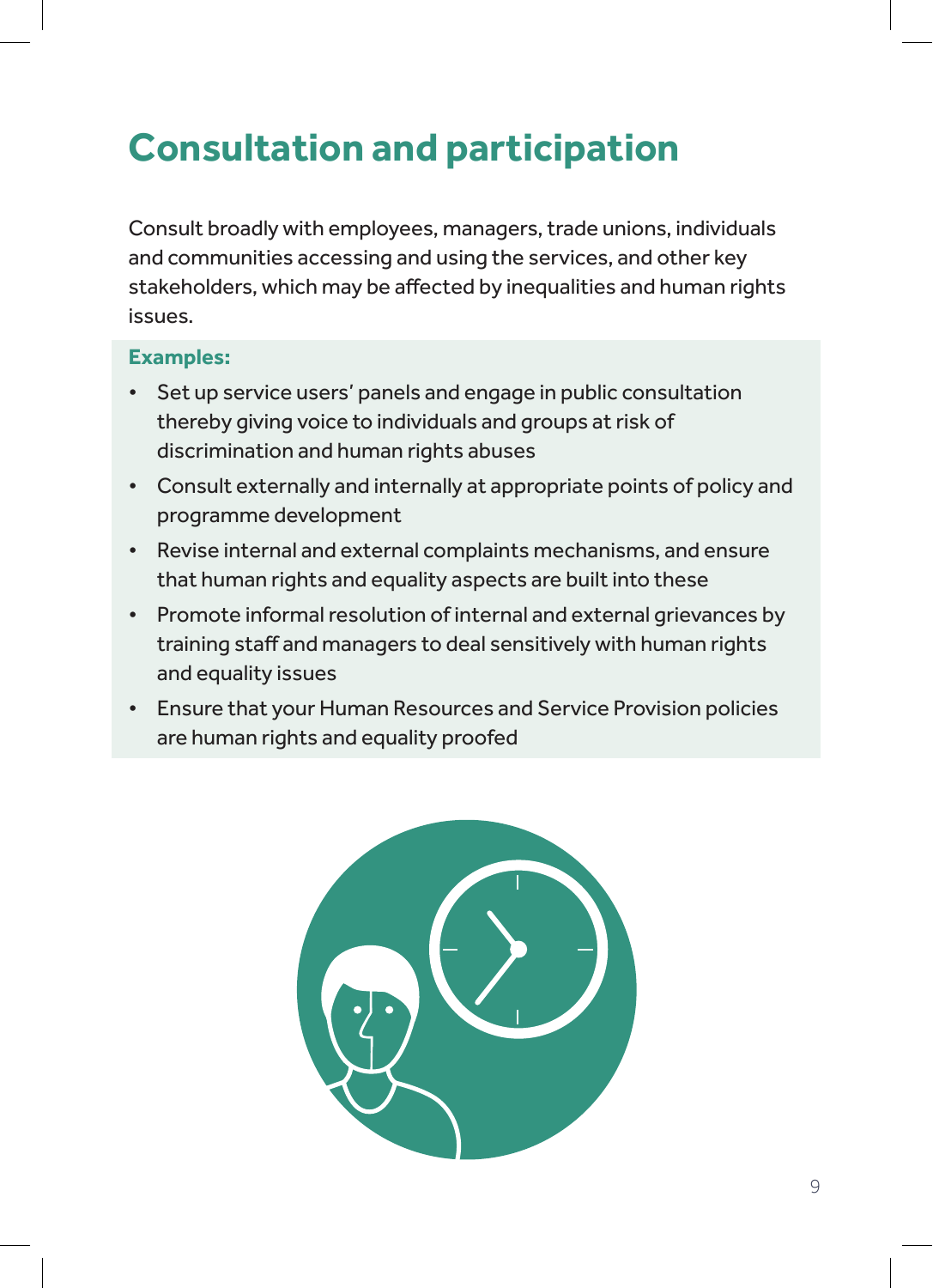# Consultation and participation

Consult broadly with employees, managers, trade unions, individuals and communities accessing and using the services, and other key stakeholders, which may be affected by inequalities and human rights issues.

**Examples:**

- Set up service users' panels and engage in public consultation thereby giving voice to individuals and groups at risk of discrimination and human rights abuses
- Consult externally and internally at appropriate points of policy and programme development
- Revise internal and external complaints mechanisms, and ensure that human rights and equality aspects are built into these
- Promote informal resolution of internal and external grievances by training staff and managers to deal sensitively with human rights and equality issues
- Ensure that your Human Resources and Service Provision policies are human rights and equality proofed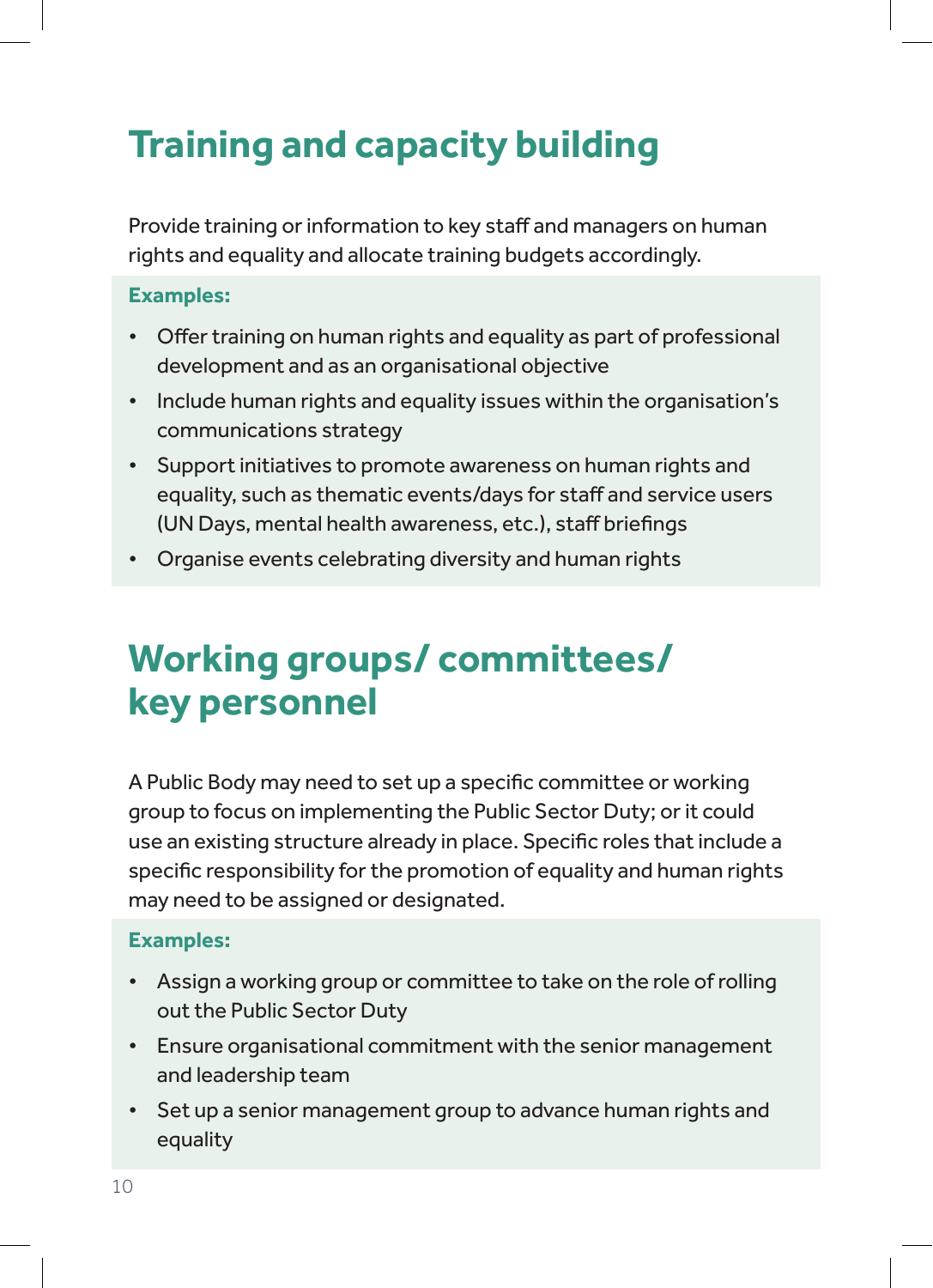# Training and capacity building

Provide training or information to key staff and managers on human rights and equality and allocate training budgets accordingly.

**Examples:**

- Offer training on human rights and equality as part of professional development and as an organisational objective
- Include human rights and equality issues within the organisation's communications strategy
- Support initiatives to promote awareness on human rights and equality, such as thematic events/days for staff and service users (UN Days, mental health awareness, etc.), staff briefings
- Organise events celebrating diversity and human rights

# Working groups/ committees/ key personnel

A Public Body may need to set up a specific committee or working group to focus on implementing the Public Sector Duty; or it could use an existing structure already in place. Specific roles that include a specific responsibility for the promotion of equality and human rights may need to be assigned or designated.

**Examples:**

- Assign a working group or committee to take on the role of rolling out the Public Sector Duty
- Ensure organisational commitment with the senior management and leadership team
- Set up a senior management group to advance human rights and equality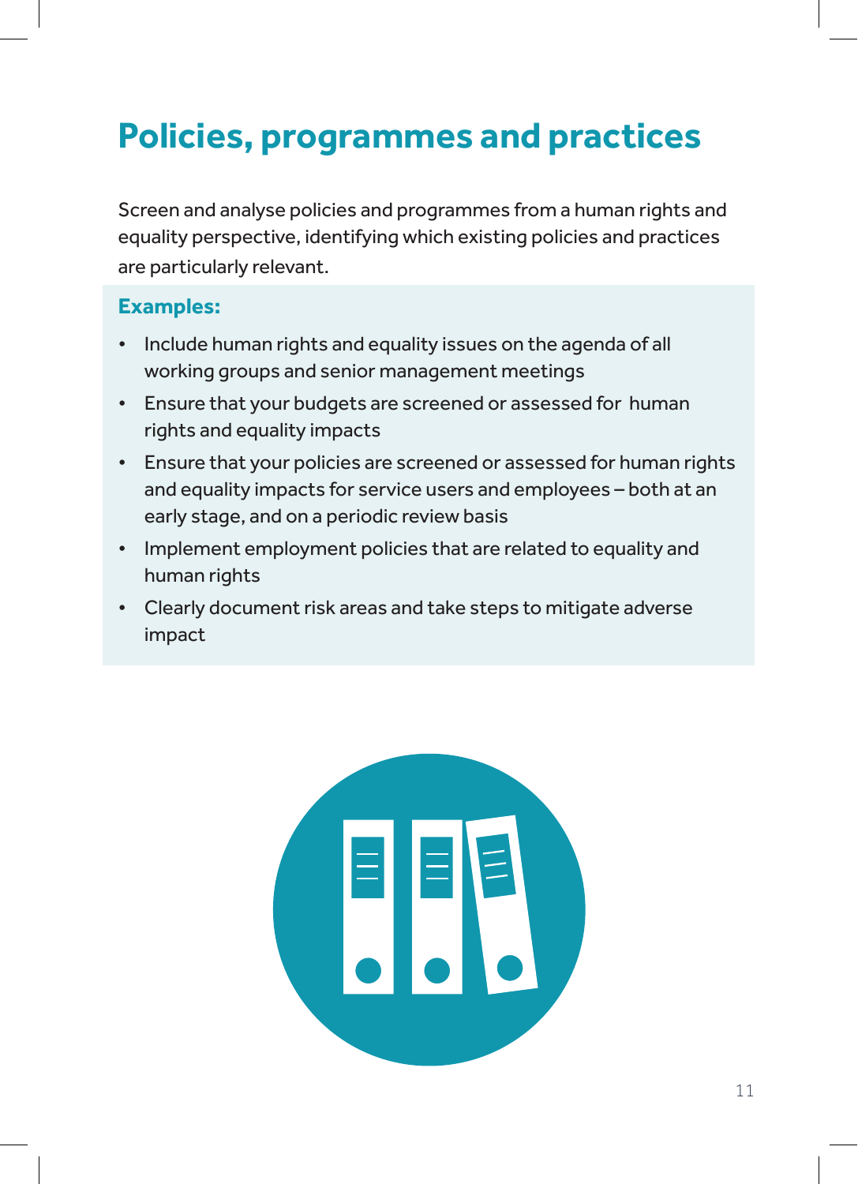# Policies, programmes and practices

Screen and analyse policies and programmes from a human rights and equality perspective, identifying which existing policies and practices are particularly relevant.

**Examples:**

- Include human rights and equality issues on the agenda of all working groups and senior management meetings
- Ensure that your budgets are screened or assessed for human rights and equality impacts
- Ensure that your policies are screened or assessed for human rights and equality impacts for service users and employees – both at an early stage, and on a periodic review basis
- Implement employment policies that are related to equality and human rights
- Clearly document risk areas and take steps to mitigate adverse impact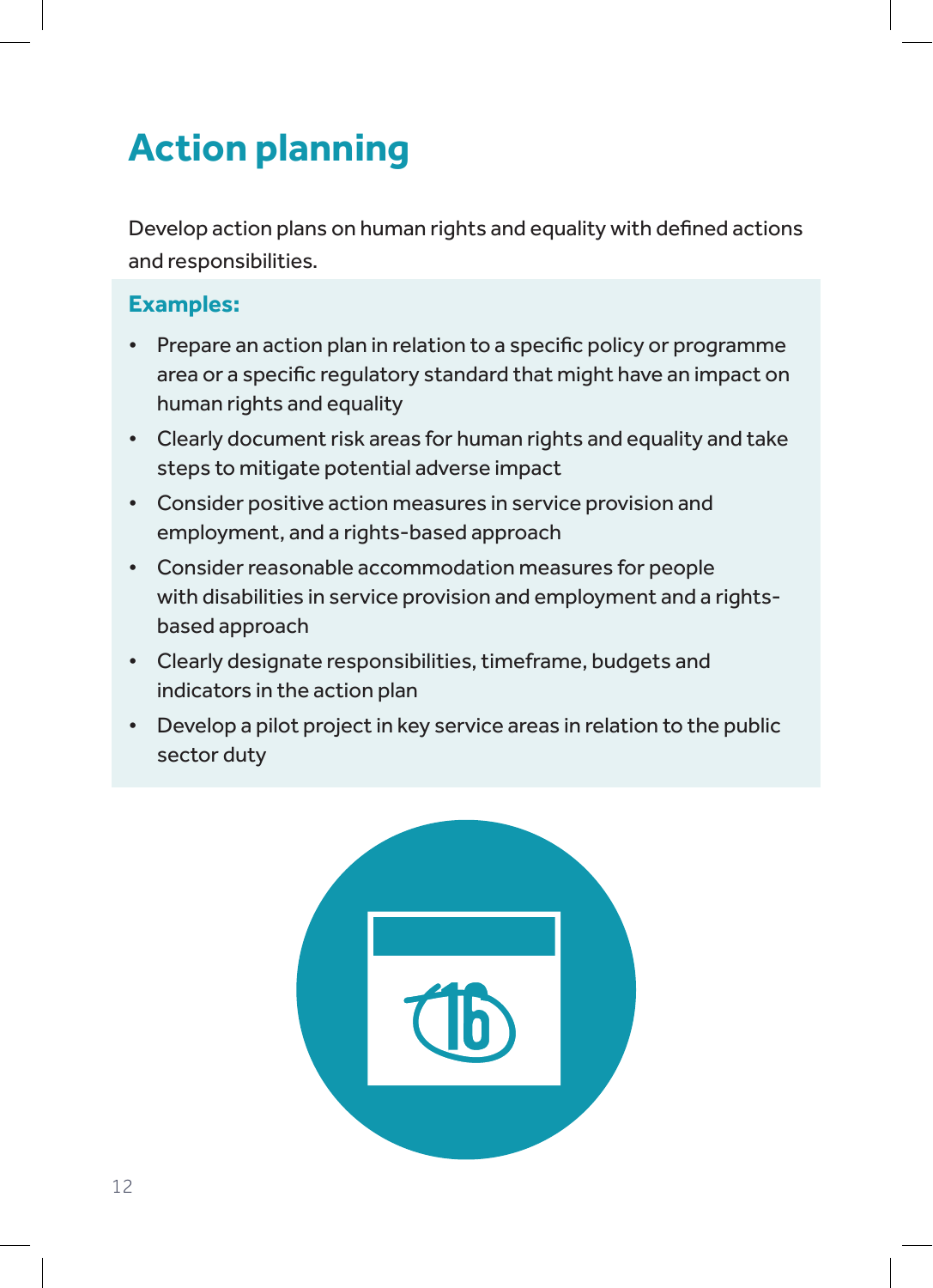# Action planning

Develop action plans on human rights and equality with defined actions and responsibilities.

**Examples:**

- Prepare an action plan in relation to a specific policy or programme area or a specific regulatory standard that might have an impact on human rights and equality
- Clearly document risk areas for human rights and equality and take steps to mitigate potential adverse impact
- Consider positive action measures in service provision and employment, and a rights-based approach
- Consider reasonable accommodation measures for people with disabilities in service provision and employment and a rights-based approach
- Clearly designate responsibilities, timeframe, budgets and indicators in the action plan
- Develop a pilot project in key service areas in relation to the public sector duty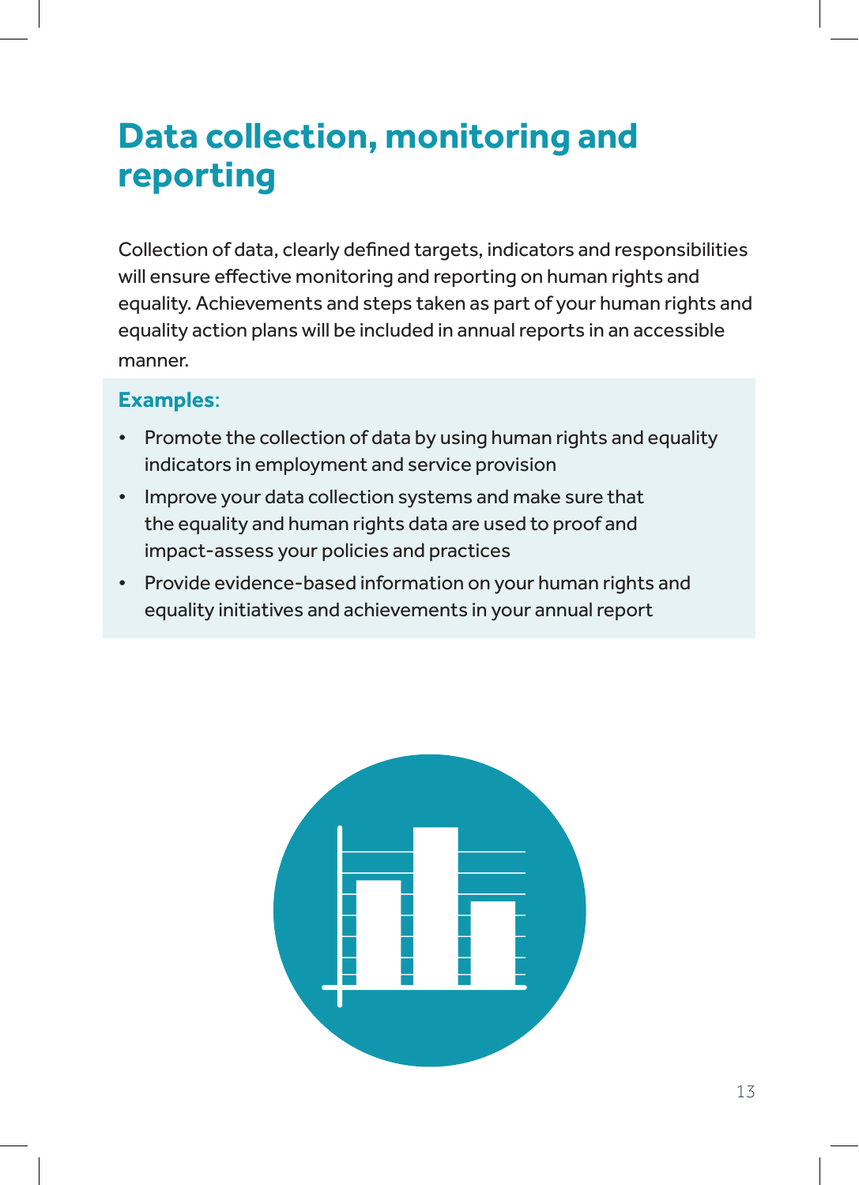# Data collection, monitoring and reporting

Collection of data, clearly defined targets, indicators and responsibilities will ensure effective monitoring and reporting on human rights and equality. Achievements and steps taken as part of your human rights and equality action plans will be included in annual reports in an accessible manner.

**Examples**:

- Promote the collection of data by using human rights and equality indicators in employment and service provision
- Improve your data collection systems and make sure that the equality and human rights data are used to proof and impact-assess your policies and practices
- Provide evidence-based information on your human rights and equality initiatives and achievements in your annual report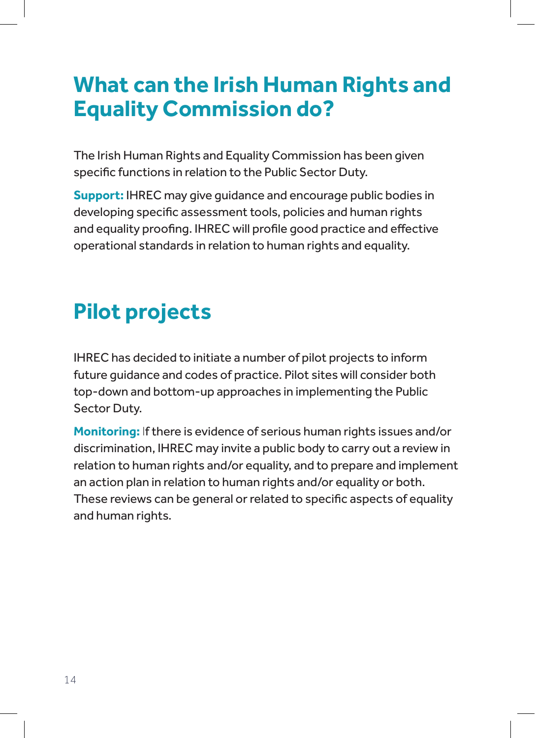# What can the Irish Human Rights and Equality Commission do?

The Irish Human Rights and Equality Commission has been given specific functions in relation to the Public Sector Duty.

**Support:** IHREC may give guidance and encourage public bodies in developing specific assessment tools, policies and human rights and equality proofing. IHREC will profile good practice and effective operational standards in relation to human rights and equality.

# Pilot projects

IHREC has decided to initiate a number of pilot projects to inform future guidance and codes of practice. Pilot sites will consider both top-down and bottom-up approaches in implementing the Public Sector Duty.

**Monitoring:** If there is evidence of serious human rights issues and/or discrimination, IHREC may invite a public body to carry out a review in relation to human rights and/or equality, and to prepare and implement an action plan in relation to human rights and/or equality or both. These reviews can be general or related to specific aspects of equality and human rights.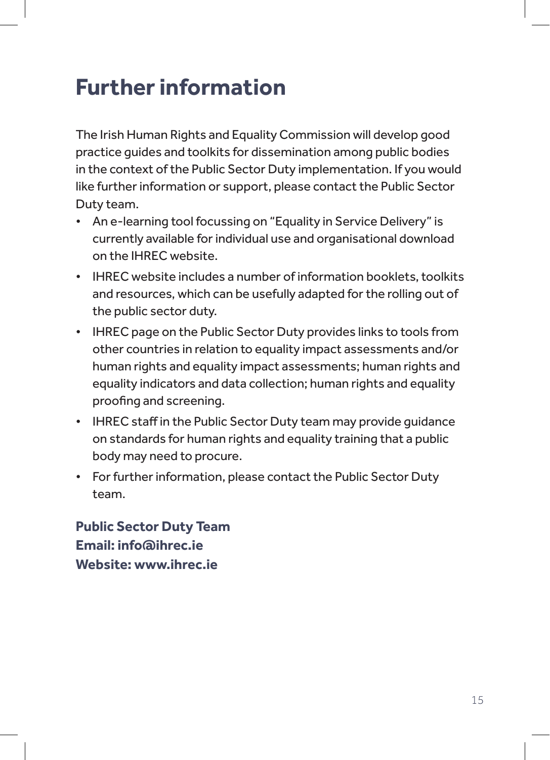# Further information

The Irish Human Rights and Equality Commission will develop good practice guides and toolkits for dissemination among public bodies in the context of the Public Sector Duty implementation. If you would like further information or support, please contact the Public Sector Duty team.

- An e-learning tool focussing on "Equality in Service Delivery" is currently available for individual use and organisational download on the IHREC website.
- IHREC website includes a number of information booklets, toolkits and resources, which can be usefully adapted for the rolling out of the public sector duty.
- IHREC page on the Public Sector Duty provides links to tools from other countries in relation to equality impact assessments and/or human rights and equality impact assessments; human rights and equality indicators and data collection; human rights and equality proofing and screening.
- IHREC staff in the Public Sector Duty team may provide guidance on standards for human rights and equality training that a public body may need to procure.
- For further information, please contact the Public Sector Duty team.

**Public Sector Duty Team**
**Email: info@ihrec.ie**
**Website: www.ihrec.ie**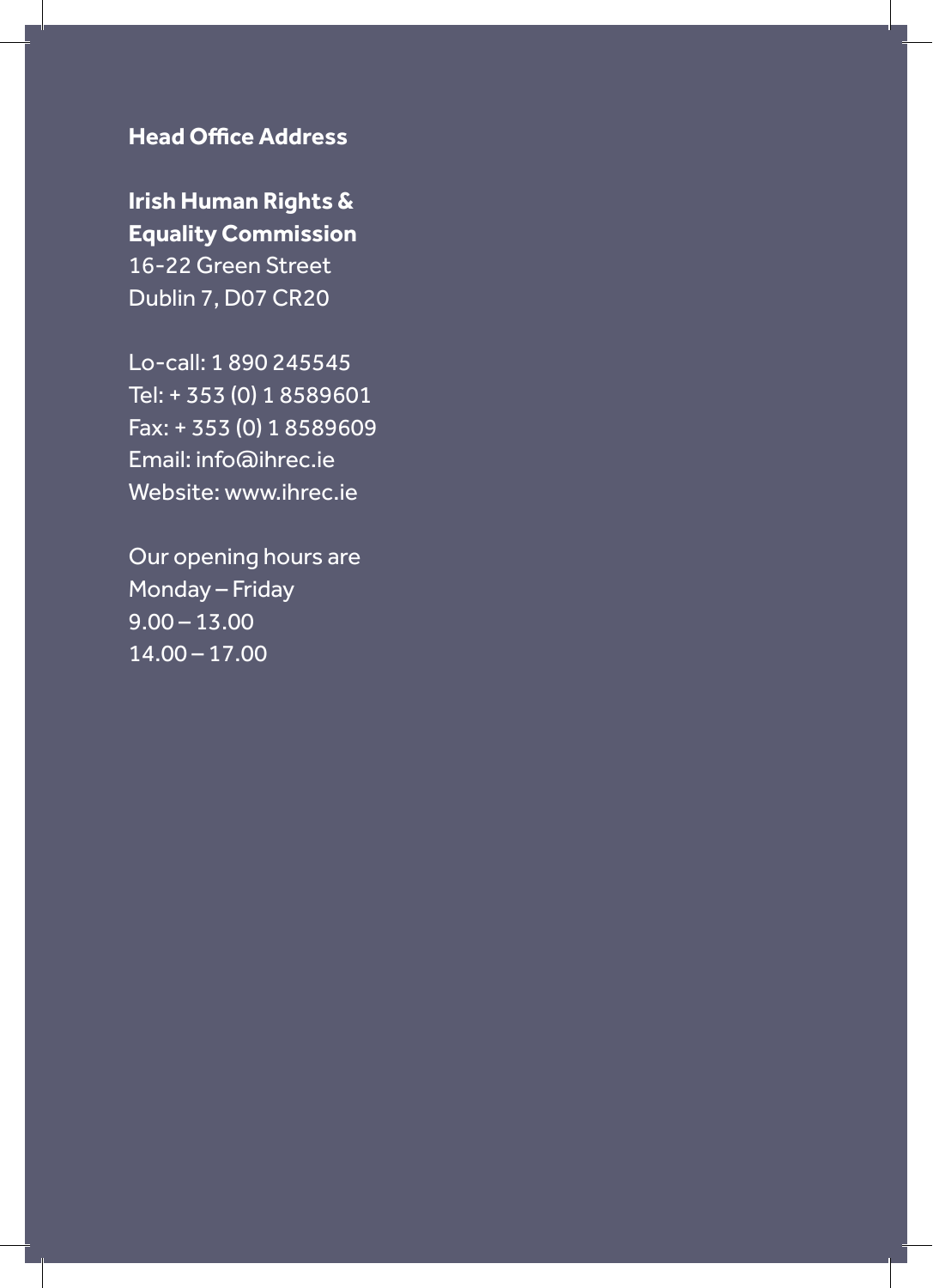**Head Office Address**

**Irish Human Rights & Equality Commission**
16-22 Green Street
Dublin 7, D07 CR20

Lo-call: 1 890 245545
Tel: + 353 (0) 1 8589601
Fax: + 353 (0) 1 8589609
Email: info@ihrec.ie
Website: www.ihrec.ie

Our opening hours are
Monday – Friday
9.00 – 13.00
14.00 – 17.00